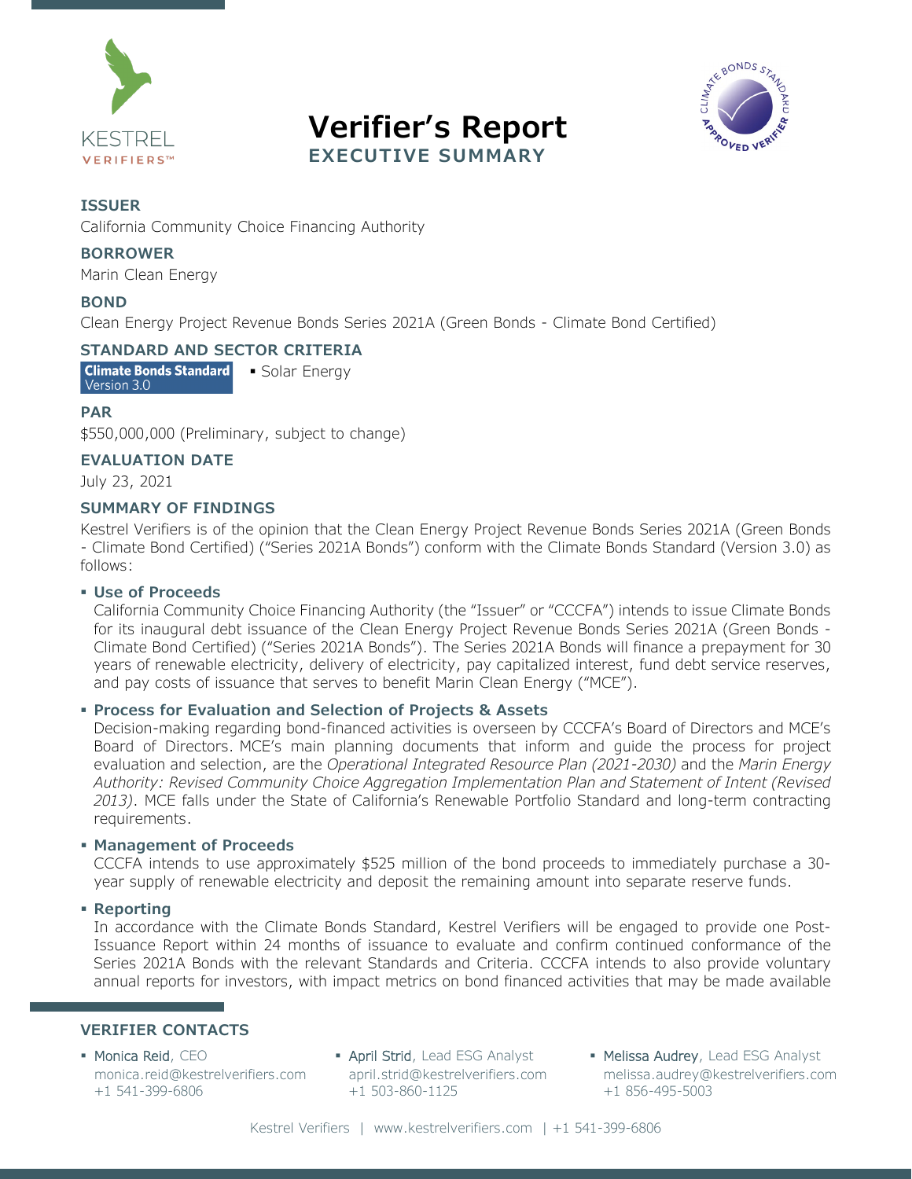KESTREL VERIFIERS™

# Verifier's Report

## EXECUTIVE SUMMARY

### ISSUER

California Community Choice Financing Authority

### BORROWER

Marin Clean Energy

### BOND

Clean Energy Project Revenue Bonds Series 2021A (Green Bonds - Climate Bond Certified)

### STANDARD AND SECTOR CRITERIA

**Climate Bonds Standard** Version 3.0

- Solar Energy

### PAR

$550,000,000 (Preliminary, subject to change)

### EVALUATION DATE

July 23, 2021

### SUMMARY OF FINDINGS

Kestrel Verifiers is of the opinion that the Clean Energy Project Revenue Bonds Series 2021A (Green Bonds - Climate Bond Certified) ("Series 2021A Bonds") conform with the Climate Bonds Standard (Version 3.0) as follows:

- **Use of Proceeds**
  California Community Choice Financing Authority (the "Issuer" or "CCCFA") intends to issue Climate Bonds for its inaugural debt issuance of the Clean Energy Project Revenue Bonds Series 2021A (Green Bonds - Climate Bond Certified) ("Series 2021A Bonds"). The Series 2021A Bonds will finance a prepayment for 30 years of renewable electricity, delivery of electricity, pay capitalized interest, fund debt service reserves, and pay costs of issuance that serves to benefit Marin Clean Energy ("MCE").

- **Process for Evaluation and Selection of Projects & Assets**
  Decision-making regarding bond-financed activities is overseen by CCCFA's Board of Directors and MCE's Board of Directors. MCE's main planning documents that inform and guide the process for project evaluation and selection, are the *Operational Integrated Resource Plan (2021-2030)* and the *Marin Energy Authority: Revised Community Choice Aggregation Implementation Plan and Statement of Intent (Revised 2013)*. MCE falls under the State of California's Renewable Portfolio Standard and long-term contracting requirements.

- **Management of Proceeds**
  CCCFA intends to use approximately $525 million of the bond proceeds to immediately purchase a 30-year supply of renewable electricity and deposit the remaining amount into separate reserve funds.

- **Reporting**
  In accordance with the Climate Bonds Standard, Kestrel Verifiers will be engaged to provide one Post-Issuance Report within 24 months of issuance to evaluate and confirm continued conformance of the Series 2021A Bonds with the relevant Standards and Criteria. CCCFA intends to also provide voluntary annual reports for investors, with impact metrics on bond financed activities that may be made available

### VERIFIER CONTACTS

- Monica Reid, CEO
  monica.reid@kestrelverifiers.com
  +1 541-399-6806
- April Strid, Lead ESG Analyst
  april.strid@kestrelverifiers.com
  +1 503-860-1125
- Melissa Audrey, Lead ESG Analyst
  melissa.audrey@kestrelverifiers.com
  +1 856-495-5003

Kestrel Verifiers | www.kestrelverifiers.com | +1 541-399-6806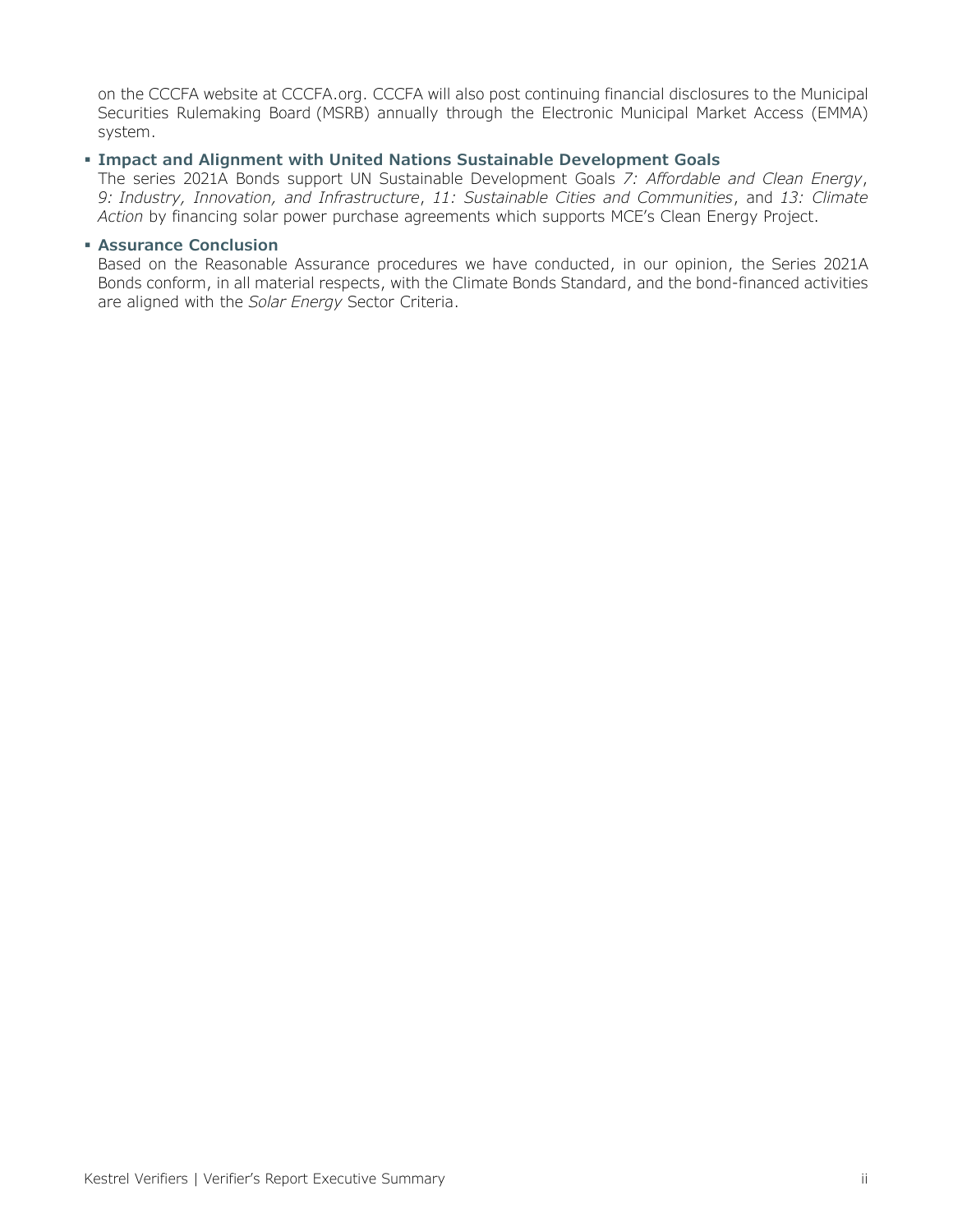on the CCCFA website at CCCFA.org. CCCFA will also post continuing financial disclosures to the Municipal Securities Rulemaking Board (MSRB) annually through the Electronic Municipal Market Access (EMMA) system.

- **Impact and Alignment with United Nations Sustainable Development Goals**
  The series 2021A Bonds support UN Sustainable Development Goals *7: Affordable and Clean Energy*, *9: Industry, Innovation, and Infrastructure*, *11: Sustainable Cities and Communities*, and *13: Climate Action* by financing solar power purchase agreements which supports MCE's Clean Energy Project.

- **Assurance Conclusion**
  Based on the Reasonable Assurance procedures we have conducted, in our opinion, the Series 2021A Bonds conform, in all material respects, with the Climate Bonds Standard, and the bond-financed activities are aligned with the *Solar Energy* Sector Criteria.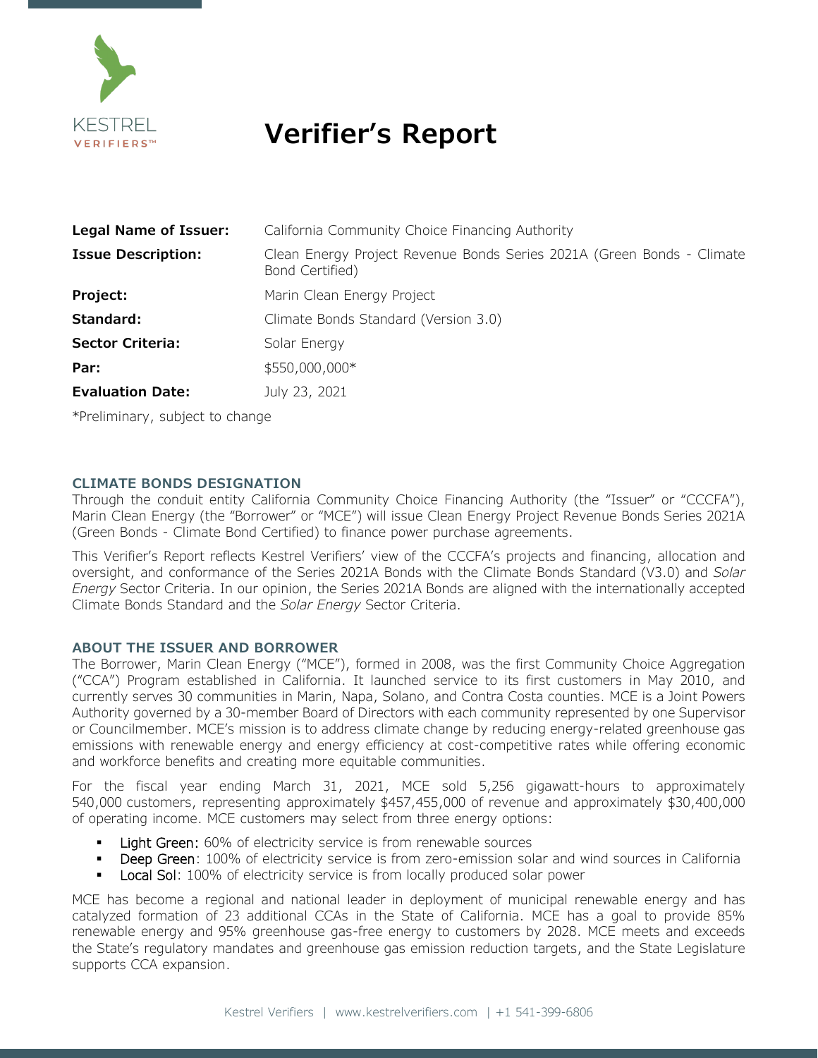# Verifier's Report

| | |
|---|---|
| **Legal Name of Issuer:** | California Community Choice Financing Authority |
| **Issue Description:** | Clean Energy Project Revenue Bonds Series 2021A (Green Bonds - Climate Bond Certified) |
| **Project:** | Marin Clean Energy Project |
| **Standard:** | Climate Bonds Standard (Version 3.0) |
| **Sector Criteria:** | Solar Energy |
| **Par:** | $550,000,000* |
| **Evaluation Date:** | July 23, 2021 |

*Preliminary, subject to change

## CLIMATE BONDS DESIGNATION

Through the conduit entity California Community Choice Financing Authority (the "Issuer" or "CCCFA"), Marin Clean Energy (the "Borrower" or "MCE") will issue Clean Energy Project Revenue Bonds Series 2021A (Green Bonds - Climate Bond Certified) to finance power purchase agreements.

This Verifier's Report reflects Kestrel Verifiers' view of the CCCFA's projects and financing, allocation and oversight, and conformance of the Series 2021A Bonds with the Climate Bonds Standard (V3.0) and *Solar Energy* Sector Criteria. In our opinion, the Series 2021A Bonds are aligned with the internationally accepted Climate Bonds Standard and the *Solar Energy* Sector Criteria.

## ABOUT THE ISSUER AND BORROWER

The Borrower, Marin Clean Energy ("MCE"), formed in 2008, was the first Community Choice Aggregation ("CCA") Program established in California. It launched service to its first customers in May 2010, and currently serves 30 communities in Marin, Napa, Solano, and Contra Costa counties. MCE is a Joint Powers Authority governed by a 30-member Board of Directors with each community represented by one Supervisor or Councilmember. MCE's mission is to address climate change by reducing energy-related greenhouse gas emissions with renewable energy and energy efficiency at cost-competitive rates while offering economic and workforce benefits and creating more equitable communities.

For the fiscal year ending March 31, 2021, MCE sold 5,256 gigawatt-hours to approximately 540,000 customers, representing approximately $457,455,000 of revenue and approximately $30,400,000 of operating income. MCE customers may select from three energy options:

- Light Green: 60% of electricity service is from renewable sources
- Deep Green: 100% of electricity service is from zero-emission solar and wind sources in California
- Local Sol: 100% of electricity service is from locally produced solar power

MCE has become a regional and national leader in deployment of municipal renewable energy and has catalyzed formation of 23 additional CCAs in the State of California. MCE has a goal to provide 85% renewable energy and 95% greenhouse gas-free energy to customers by 2028. MCE meets and exceeds the State's regulatory mandates and greenhouse gas emission reduction targets, and the State Legislature supports CCA expansion.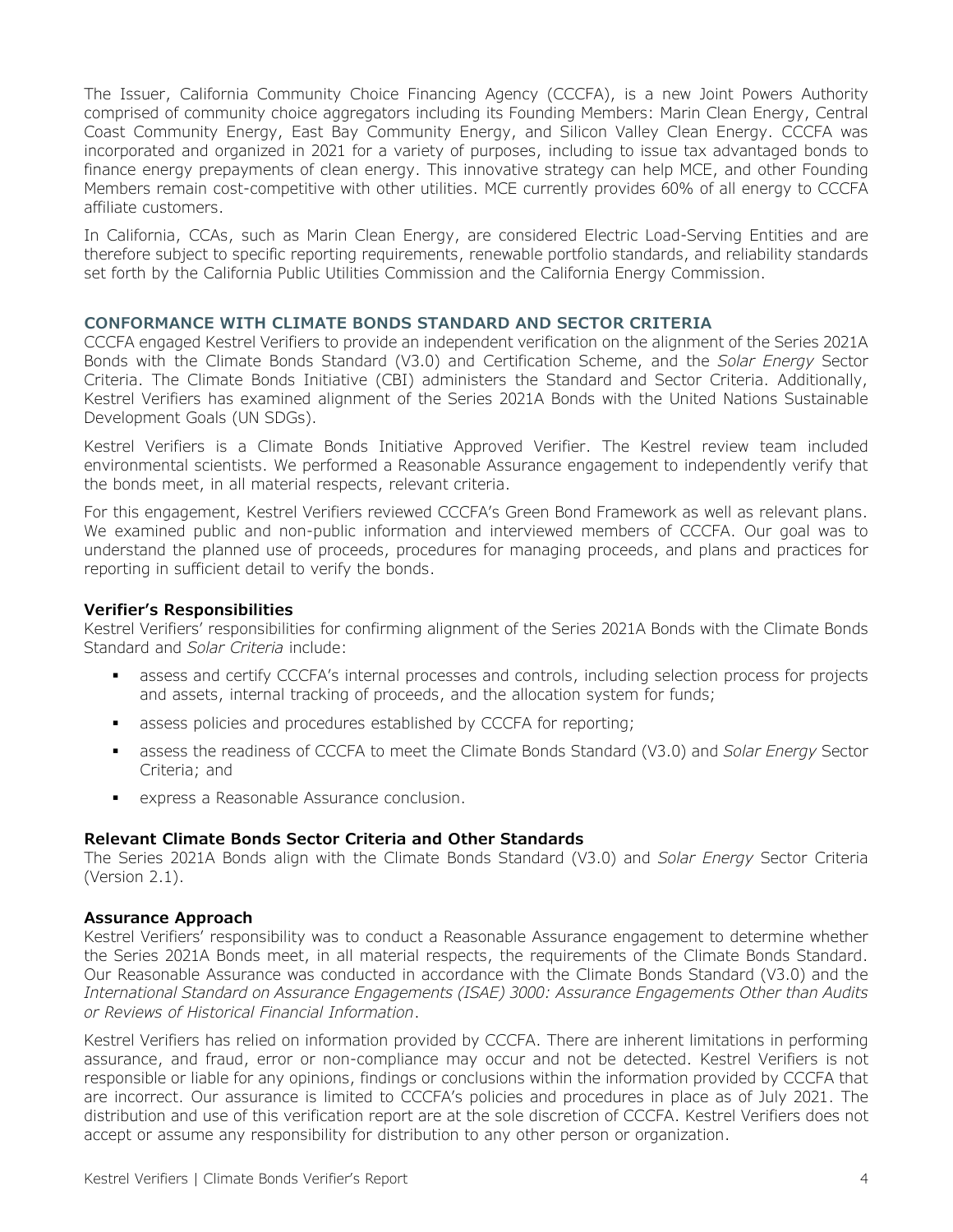The Issuer, California Community Choice Financing Agency (CCCFA), is a new Joint Powers Authority comprised of community choice aggregators including its Founding Members: Marin Clean Energy, Central Coast Community Energy, East Bay Community Energy, and Silicon Valley Clean Energy. CCCFA was incorporated and organized in 2021 for a variety of purposes, including to issue tax advantaged bonds to finance energy prepayments of clean energy. This innovative strategy can help MCE, and other Founding Members remain cost-competitive with other utilities. MCE currently provides 60% of all energy to CCCFA affiliate customers.

In California, CCAs, such as Marin Clean Energy, are considered Electric Load-Serving Entities and are therefore subject to specific reporting requirements, renewable portfolio standards, and reliability standards set forth by the California Public Utilities Commission and the California Energy Commission.

## CONFORMANCE WITH CLIMATE BONDS STANDARD AND SECTOR CRITERIA

CCCFA engaged Kestrel Verifiers to provide an independent verification on the alignment of the Series 2021A Bonds with the Climate Bonds Standard (V3.0) and Certification Scheme, and the *Solar Energy* Sector Criteria. The Climate Bonds Initiative (CBI) administers the Standard and Sector Criteria. Additionally, Kestrel Verifiers has examined alignment of the Series 2021A Bonds with the United Nations Sustainable Development Goals (UN SDGs).

Kestrel Verifiers is a Climate Bonds Initiative Approved Verifier. The Kestrel review team included environmental scientists. We performed a Reasonable Assurance engagement to independently verify that the bonds meet, in all material respects, relevant criteria.

For this engagement, Kestrel Verifiers reviewed CCCFA's Green Bond Framework as well as relevant plans. We examined public and non-public information and interviewed members of CCCFA. Our goal was to understand the planned use of proceeds, procedures for managing proceeds, and plans and practices for reporting in sufficient detail to verify the bonds.

### Verifier's Responsibilities

Kestrel Verifiers' responsibilities for confirming alignment of the Series 2021A Bonds with the Climate Bonds Standard and *Solar Criteria* include:

- assess and certify CCCFA's internal processes and controls, including selection process for projects and assets, internal tracking of proceeds, and the allocation system for funds;
- assess policies and procedures established by CCCFA for reporting;
- assess the readiness of CCCFA to meet the Climate Bonds Standard (V3.0) and *Solar Energy* Sector Criteria; and
- express a Reasonable Assurance conclusion.

### Relevant Climate Bonds Sector Criteria and Other Standards

The Series 2021A Bonds align with the Climate Bonds Standard (V3.0) and *Solar Energy* Sector Criteria (Version 2.1).

### Assurance Approach

Kestrel Verifiers' responsibility was to conduct a Reasonable Assurance engagement to determine whether the Series 2021A Bonds meet, in all material respects, the requirements of the Climate Bonds Standard. Our Reasonable Assurance was conducted in accordance with the Climate Bonds Standard (V3.0) and the *International Standard on Assurance Engagements (ISAE) 3000: Assurance Engagements Other than Audits or Reviews of Historical Financial Information*.

Kestrel Verifiers has relied on information provided by CCCFA. There are inherent limitations in performing assurance, and fraud, error or non-compliance may occur and not be detected. Kestrel Verifiers is not responsible or liable for any opinions, findings or conclusions within the information provided by CCCFA that are incorrect. Our assurance is limited to CCCFA's policies and procedures in place as of July 2021. The distribution and use of this verification report are at the sole discretion of CCCFA. Kestrel Verifiers does not accept or assume any responsibility for distribution to any other person or organization.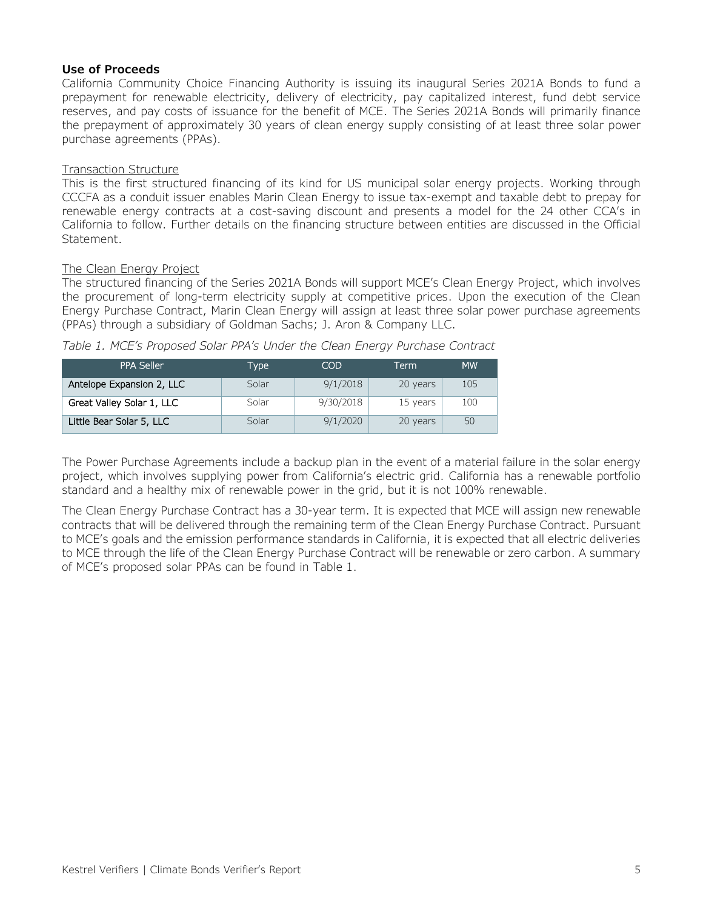## Use of Proceeds

California Community Choice Financing Authority is issuing its inaugural Series 2021A Bonds to fund a prepayment for renewable electricity, delivery of electricity, pay capitalized interest, fund debt service reserves, and pay costs of issuance for the benefit of MCE. The Series 2021A Bonds will primarily finance the prepayment of approximately 30 years of clean energy supply consisting of at least three solar power purchase agreements (PPAs).

### Transaction Structure

This is the first structured financing of its kind for US municipal solar energy projects. Working through CCCFA as a conduit issuer enables Marin Clean Energy to issue tax-exempt and taxable debt to prepay for renewable energy contracts at a cost-saving discount and presents a model for the 24 other CCA's in California to follow. Further details on the financing structure between entities are discussed in the Official Statement.

### The Clean Energy Project

The structured financing of the Series 2021A Bonds will support MCE's Clean Energy Project, which involves the procurement of long-term electricity supply at competitive prices. Upon the execution of the Clean Energy Purchase Contract, Marin Clean Energy will assign at least three solar power purchase agreements (PPAs) through a subsidiary of Goldman Sachs; J. Aron & Company LLC.

*Table 1. MCE's Proposed Solar PPA's Under the Clean Energy Purchase Contract*

| PPA Seller | Type | COD | Term | MW |
|---|---|---|---|---|
| Antelope Expansion 2, LLC | Solar | 9/1/2018 | 20 years | 105 |
| Great Valley Solar 1, LLC | Solar | 9/30/2018 | 15 years | 100 |
| Little Bear Solar 5, LLC | Solar | 9/1/2020 | 20 years | 50 |

The Power Purchase Agreements include a backup plan in the event of a material failure in the solar energy project, which involves supplying power from California's electric grid. California has a renewable portfolio standard and a healthy mix of renewable power in the grid, but it is not 100% renewable.

The Clean Energy Purchase Contract has a 30-year term. It is expected that MCE will assign new renewable contracts that will be delivered through the remaining term of the Clean Energy Purchase Contract. Pursuant to MCE's goals and the emission performance standards in California, it is expected that all electric deliveries to MCE through the life of the Clean Energy Purchase Contract will be renewable or zero carbon. A summary of MCE's proposed solar PPAs can be found in Table 1.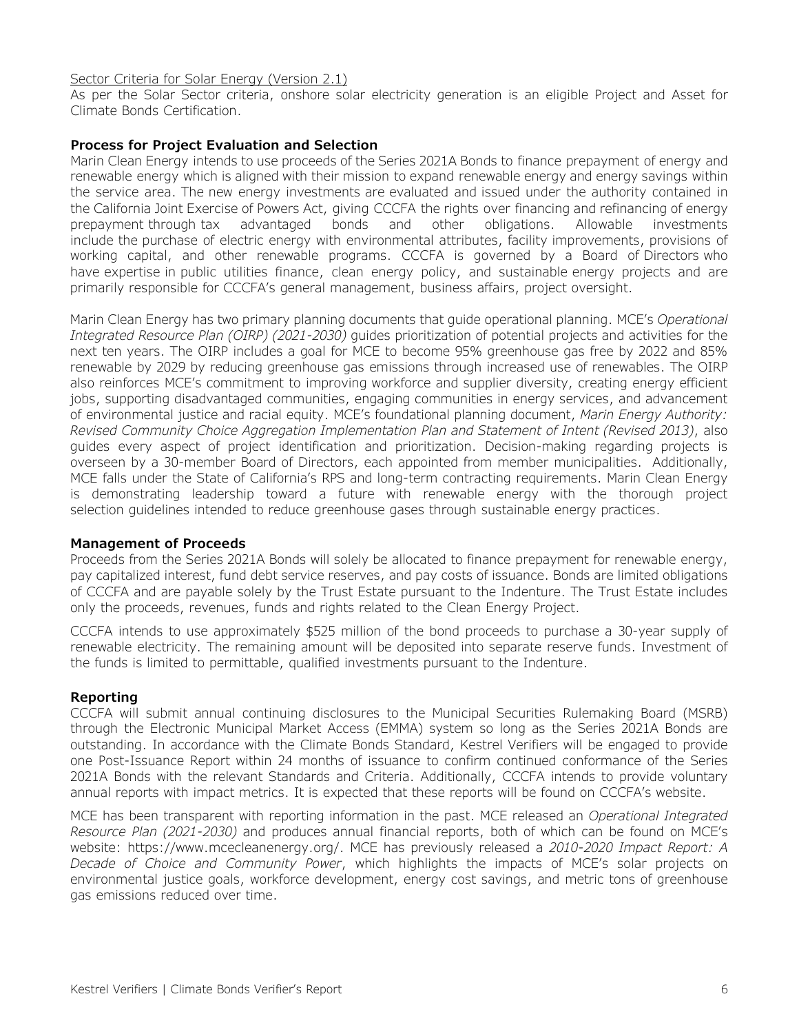Sector Criteria for Solar Energy (Version 2.1)

As per the Solar Sector criteria, onshore solar electricity generation is an eligible Project and Asset for Climate Bonds Certification.

**Process for Project Evaluation and Selection**

Marin Clean Energy intends to use proceeds of the Series 2021A Bonds to finance prepayment of energy and renewable energy which is aligned with their mission to expand renewable energy and energy savings within the service area. The new energy investments are evaluated and issued under the authority contained in the California Joint Exercise of Powers Act, giving CCCFA the rights over financing and refinancing of energy prepayment through tax advantaged bonds and other obligations. Allowable investments include the purchase of electric energy with environmental attributes, facility improvements, provisions of working capital, and other renewable programs. CCCFA is governed by a Board of Directors who have expertise in public utilities finance, clean energy policy, and sustainable energy projects and are primarily responsible for CCCFA's general management, business affairs, project oversight.

Marin Clean Energy has two primary planning documents that guide operational planning. MCE's *Operational Integrated Resource Plan (OIRP) (2021-2030)* guides prioritization of potential projects and activities for the next ten years. The OIRP includes a goal for MCE to become 95% greenhouse gas free by 2022 and 85% renewable by 2029 by reducing greenhouse gas emissions through increased use of renewables. The OIRP also reinforces MCE's commitment to improving workforce and supplier diversity, creating energy efficient jobs, supporting disadvantaged communities, engaging communities in energy services, and advancement of environmental justice and racial equity. MCE's foundational planning document, *Marin Energy Authority: Revised Community Choice Aggregation Implementation Plan and Statement of Intent (Revised 2013)*, also guides every aspect of project identification and prioritization. Decision-making regarding projects is overseen by a 30-member Board of Directors, each appointed from member municipalities. Additionally, MCE falls under the State of California's RPS and long-term contracting requirements. Marin Clean Energy is demonstrating leadership toward a future with renewable energy with the thorough project selection guidelines intended to reduce greenhouse gases through sustainable energy practices.

**Management of Proceeds**

Proceeds from the Series 2021A Bonds will solely be allocated to finance prepayment for renewable energy, pay capitalized interest, fund debt service reserves, and pay costs of issuance. Bonds are limited obligations of CCCFA and are payable solely by the Trust Estate pursuant to the Indenture. The Trust Estate includes only the proceeds, revenues, funds and rights related to the Clean Energy Project.

CCCFA intends to use approximately $525 million of the bond proceeds to purchase a 30-year supply of renewable electricity. The remaining amount will be deposited into separate reserve funds. Investment of the funds is limited to permittable, qualified investments pursuant to the Indenture.

**Reporting**

CCCFA will submit annual continuing disclosures to the Municipal Securities Rulemaking Board (MSRB) through the Electronic Municipal Market Access (EMMA) system so long as the Series 2021A Bonds are outstanding. In accordance with the Climate Bonds Standard, Kestrel Verifiers will be engaged to provide one Post-Issuance Report within 24 months of issuance to confirm continued conformance of the Series 2021A Bonds with the relevant Standards and Criteria. Additionally, CCCFA intends to provide voluntary annual reports with impact metrics. It is expected that these reports will be found on CCCFA's website.

MCE has been transparent with reporting information in the past. MCE released an *Operational Integrated Resource Plan (2021-2030)* and produces annual financial reports, both of which can be found on MCE's website: https://www.mcecleanenergy.org/. MCE has previously released a *2010-2020 Impact Report: A Decade of Choice and Community Power*, which highlights the impacts of MCE's solar projects on environmental justice goals, workforce development, energy cost savings, and metric tons of greenhouse gas emissions reduced over time.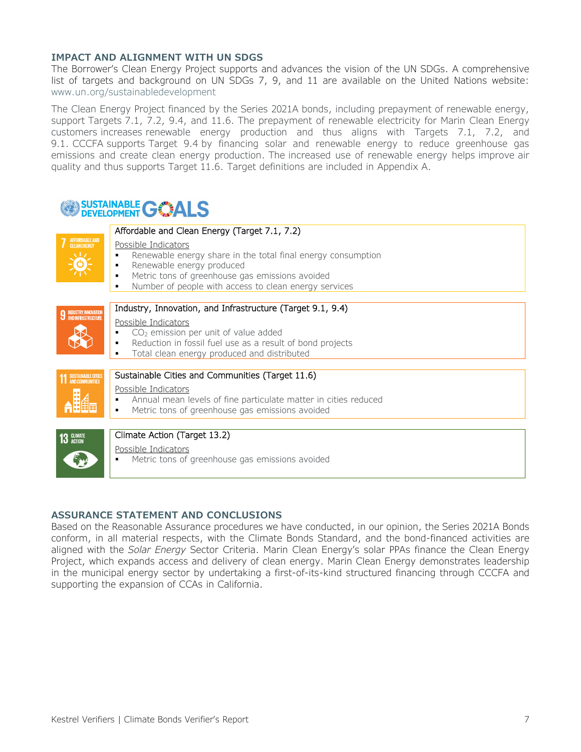## IMPACT AND ALIGNMENT WITH UN SDGS

The Borrower's Clean Energy Project supports and advances the vision of the UN SDGs. A comprehensive list of targets and background on UN SDGs 7, 9, and 11 are available on the United Nations website: www.un.org/sustainabledevelopment

The Clean Energy Project financed by the Series 2021A bonds, including prepayment of renewable energy, support Targets 7.1, 7.2, 9.4, and 11.6. The prepayment of renewable electricity for Marin Clean Energy customers increases renewable energy production and thus aligns with Targets 7.1, 7.2, and 9.1. CCCFA supports Target 9.4 by financing solar and renewable energy to reduce greenhouse gas emissions and create clean energy production. The increased use of renewable energy helps improve air quality and thus supports Target 11.6. Target definitions are included in Appendix A.

SUSTAINABLE DEVELOPMENT GOALS

| SDG | Target and Possible Indicators |
|---|---|
| 7 AFFORDABLE AND CLEAN ENERGY | Affordable and Clean Energy (Target 7.1, 7.2)<br><br>Possible Indicators<br>▪ Renewable energy share in the total final energy consumption<br>▪ Renewable energy produced<br>▪ Metric tons of greenhouse gas emissions avoided<br>▪ Number of people with access to clean energy services |
| 9 INDUSTRY, INNOVATION AND INFRASTRUCTURE | Industry, Innovation, and Infrastructure (Target 9.1, 9.4)<br><br>Possible Indicators<br>▪ $CO_2$ emission per unit of value added<br>▪ Reduction in fossil fuel use as a result of bond projects<br>▪ Total clean energy produced and distributed |
| 11 SUSTAINABLE CITIES AND COMMUNITIES | Sustainable Cities and Communities (Target 11.6)<br><br>Possible Indicators<br>▪ Annual mean levels of fine particulate matter in cities reduced<br>▪ Metric tons of greenhouse gas emissions avoided |
| 13 CLIMATE ACTION | Climate Action (Target 13.2)<br><br>Possible Indicators<br>▪ Metric tons of greenhouse gas emissions avoided |

## ASSURANCE STATEMENT AND CONCLUSIONS

Based on the Reasonable Assurance procedures we have conducted, in our opinion, the Series 2021A Bonds conform, in all material respects, with the Climate Bonds Standard, and the bond-financed activities are aligned with the *Solar Energy* Sector Criteria. Marin Clean Energy's solar PPAs finance the Clean Energy Project, which expands access and delivery of clean energy. Marin Clean Energy demonstrates leadership in the municipal energy sector by undertaking a first-of-its-kind structured financing through CCCFA and supporting the expansion of CCAs in California.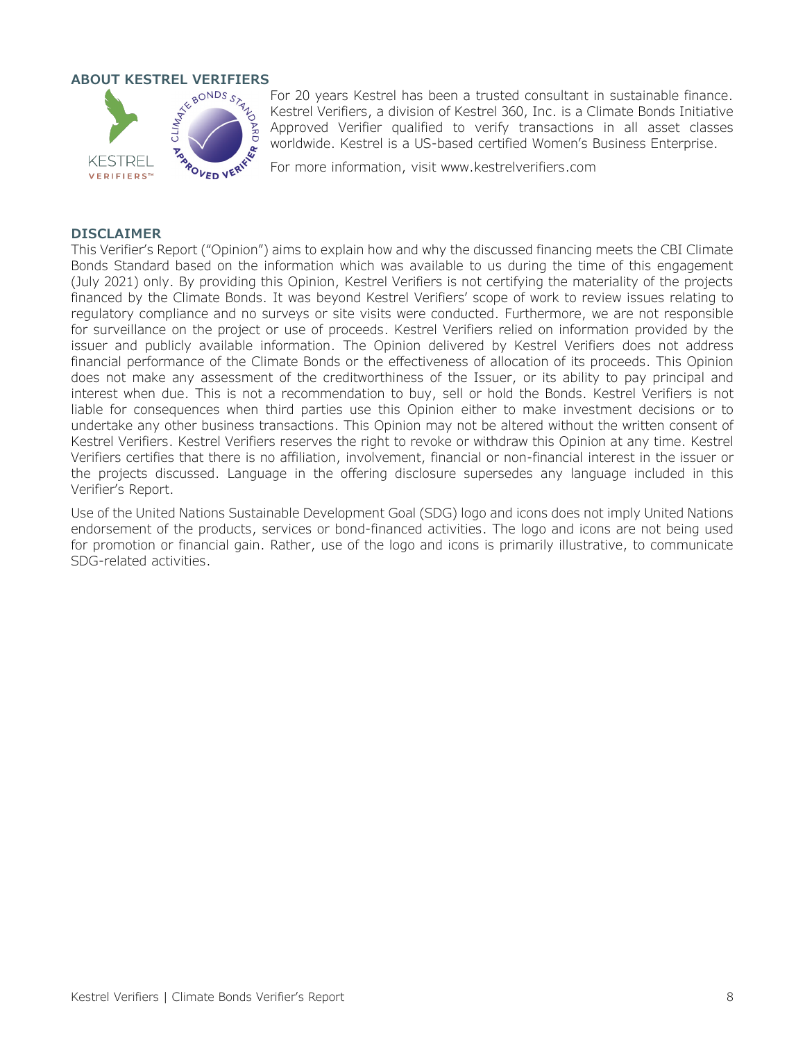## ABOUT KESTREL VERIFIERS

For 20 years Kestrel has been a trusted consultant in sustainable finance. Kestrel Verifiers, a division of Kestrel 360, Inc. is a Climate Bonds Initiative Approved Verifier qualified to verify transactions in all asset classes worldwide. Kestrel is a US-based certified Women's Business Enterprise.

For more information, visit www.kestrelverifiers.com

## DISCLAIMER

This Verifier's Report ("Opinion") aims to explain how and why the discussed financing meets the CBI Climate Bonds Standard based on the information which was available to us during the time of this engagement (July 2021) only. By providing this Opinion, Kestrel Verifiers is not certifying the materiality of the projects financed by the Climate Bonds. It was beyond Kestrel Verifiers' scope of work to review issues relating to regulatory compliance and no surveys or site visits were conducted. Furthermore, we are not responsible for surveillance on the project or use of proceeds. Kestrel Verifiers relied on information provided by the issuer and publicly available information. The Opinion delivered by Kestrel Verifiers does not address financial performance of the Climate Bonds or the effectiveness of allocation of its proceeds. This Opinion does not make any assessment of the creditworthiness of the Issuer, or its ability to pay principal and interest when due. This is not a recommendation to buy, sell or hold the Bonds. Kestrel Verifiers is not liable for consequences when third parties use this Opinion either to make investment decisions or to undertake any other business transactions. This Opinion may not be altered without the written consent of Kestrel Verifiers. Kestrel Verifiers reserves the right to revoke or withdraw this Opinion at any time. Kestrel Verifiers certifies that there is no affiliation, involvement, financial or non-financial interest in the issuer or the projects discussed. Language in the offering disclosure supersedes any language included in this Verifier's Report.

Use of the United Nations Sustainable Development Goal (SDG) logo and icons does not imply United Nations endorsement of the products, services or bond-financed activities. The logo and icons are not being used for promotion or financial gain. Rather, use of the logo and icons is primarily illustrative, to communicate SDG-related activities.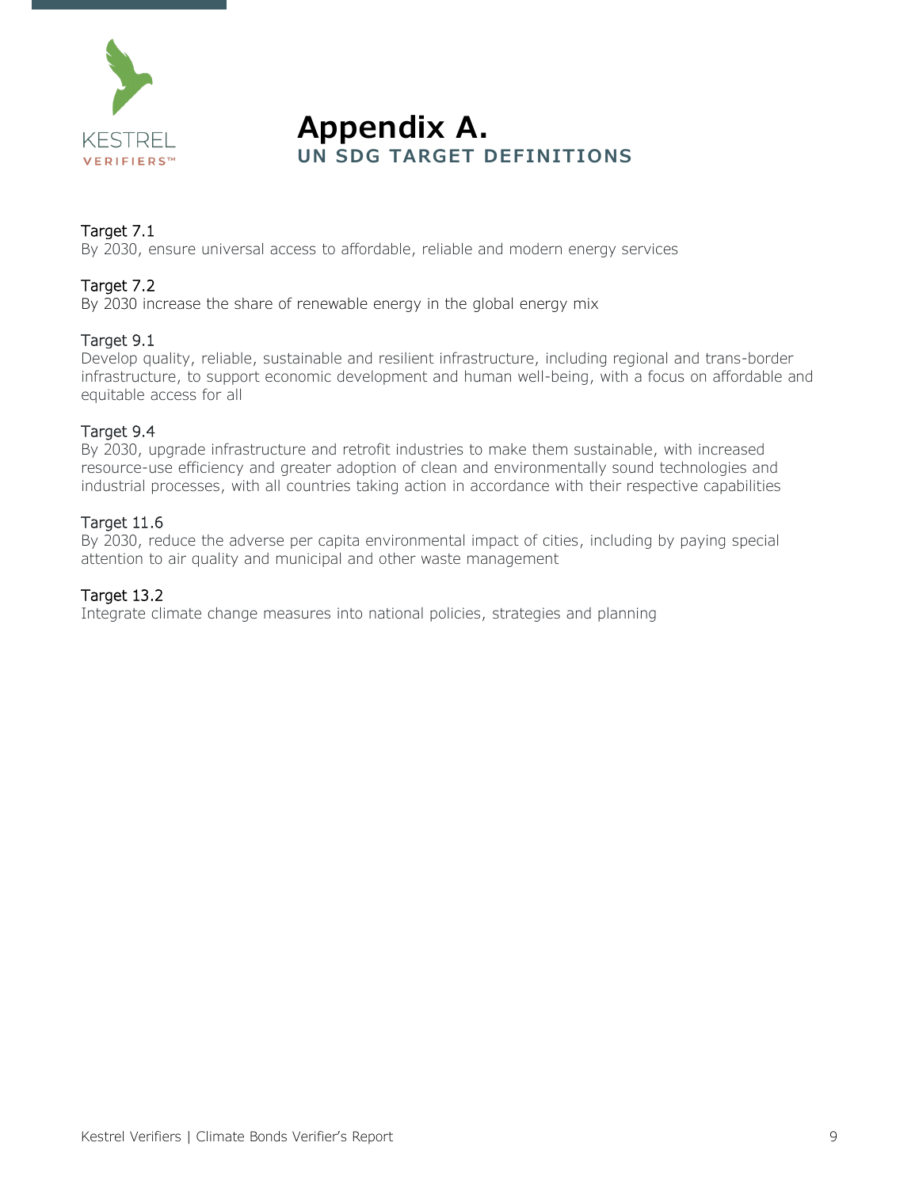# Appendix A.

## UN SDG TARGET DEFINITIONS

Target 7.1
By 2030, ensure universal access to affordable, reliable and modern energy services

Target 7.2
By 2030 increase the share of renewable energy in the global energy mix

Target 9.1
Develop quality, reliable, sustainable and resilient infrastructure, including regional and trans-border infrastructure, to support economic development and human well-being, with a focus on affordable and equitable access for all

Target 9.4
By 2030, upgrade infrastructure and retrofit industries to make them sustainable, with increased resource-use efficiency and greater adoption of clean and environmentally sound technologies and industrial processes, with all countries taking action in accordance with their respective capabilities

Target 11.6
By 2030, reduce the adverse per capita environmental impact of cities, including by paying special attention to air quality and municipal and other waste management

Target 13.2
Integrate climate change measures into national policies, strategies and planning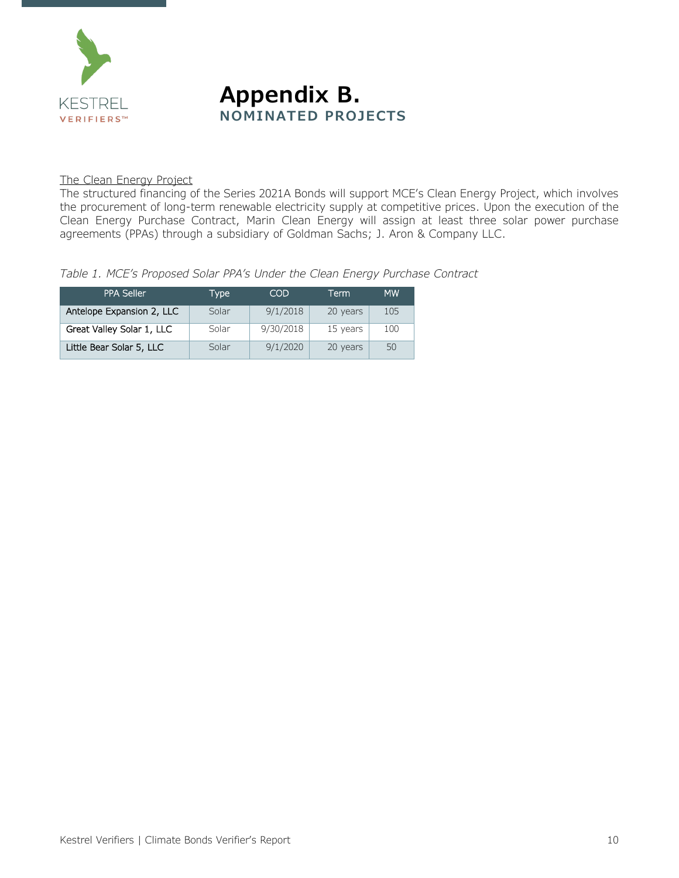# Appendix B.

## NOMINATED PROJECTS

The Clean Energy Project

The structured financing of the Series 2021A Bonds will support MCE's Clean Energy Project, which involves the procurement of long-term renewable electricity supply at competitive prices. Upon the execution of the Clean Energy Purchase Contract, Marin Clean Energy will assign at least three solar power purchase agreements (PPAs) through a subsidiary of Goldman Sachs; J. Aron & Company LLC.

*Table 1. MCE's Proposed Solar PPA's Under the Clean Energy Purchase Contract*

| PPA Seller | Type | COD | Term | MW |
|---|---|---|---|---|
| Antelope Expansion 2, LLC | Solar | 9/1/2018 | 20 years | 105 |
| Great Valley Solar 1, LLC | Solar | 9/30/2018 | 15 years | 100 |
| Little Bear Solar 5, LLC | Solar | 9/1/2020 | 20 years | 50 |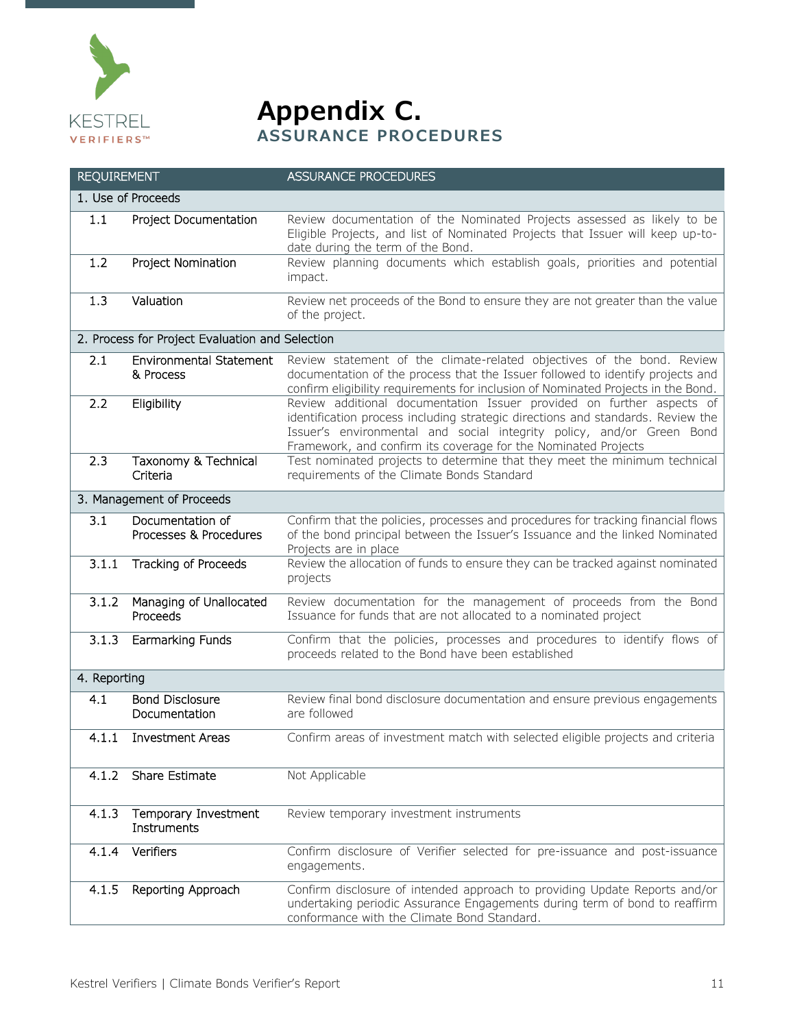# Appendix C.

## ASSURANCE PROCEDURES

| REQUIREMENT | | ASSURANCE PROCEDURES |
|---|---|---|
| 1. Use of Proceeds | | |
| 1.1 | Project Documentation | Review documentation of the Nominated Projects assessed as likely to be Eligible Projects, and list of Nominated Projects that Issuer will keep up-to-date during the term of the Bond. |
| 1.2 | Project Nomination | Review planning documents which establish goals, priorities and potential impact. |
| 1.3 | Valuation | Review net proceeds of the Bond to ensure they are not greater than the value of the project. |
| 2. Process for Project Evaluation and Selection | | |
| 2.1 | Environmental Statement & Process | Review statement of the climate-related objectives of the bond. Review documentation of the process that the Issuer followed to identify projects and confirm eligibility requirements for inclusion of Nominated Projects in the Bond. |
| 2.2 | Eligibility | Review additional documentation Issuer provided on further aspects of identification process including strategic directions and standards. Review the Issuer's environmental and social integrity policy, and/or Green Bond Framework, and confirm its coverage for the Nominated Projects |
| 2.3 | Taxonomy & Technical Criteria | Test nominated projects to determine that they meet the minimum technical requirements of the Climate Bonds Standard |
| 3. Management of Proceeds | | |
| 3.1 | Documentation of Processes & Procedures | Confirm that the policies, processes and procedures for tracking financial flows of the bond principal between the Issuer's Issuance and the linked Nominated Projects are in place |
| 3.1.1 | Tracking of Proceeds | Review the allocation of funds to ensure they can be tracked against nominated projects |
| 3.1.2 | Managing of Unallocated Proceeds | Review documentation for the management of proceeds from the Bond Issuance for funds that are not allocated to a nominated project |
| 3.1.3 | Earmarking Funds | Confirm that the policies, processes and procedures to identify flows of proceeds related to the Bond have been established |
| 4. Reporting | | |
| 4.1 | Bond Disclosure Documentation | Review final bond disclosure documentation and ensure previous engagements are followed |
| 4.1.1 | Investment Areas | Confirm areas of investment match with selected eligible projects and criteria |
| 4.1.2 | Share Estimate | Not Applicable |
| 4.1.3 | Temporary Investment Instruments | Review temporary investment instruments |
| 4.1.4 | Verifiers | Confirm disclosure of Verifier selected for pre-issuance and post-issuance engagements. |
| 4.1.5 | Reporting Approach | Confirm disclosure of intended approach to providing Update Reports and/or undertaking periodic Assurance Engagements during term of bond to reaffirm conformance with the Climate Bond Standard. |